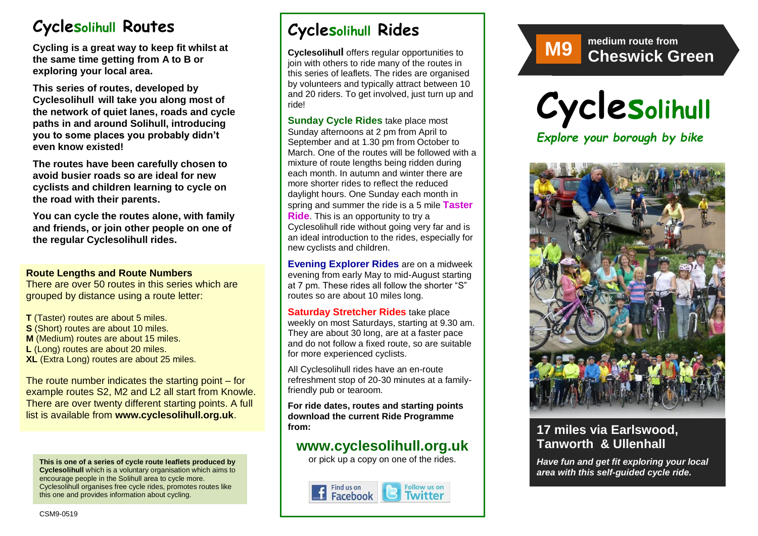# Cyclesolihull Routes

**Cycling is a great way to keep fit whilst at the same time getting from A to B or exploring your local area.**

**This series of routes, developed by Cyclesolihull will take you along most of the network of quiet lanes, roads and cycle paths in and around Solihull, introducing you to some places you probably didn't even know existed!**

**The routes have been carefully chosen to avoid busier roads so are ideal for new cyclists and children learning to cycle on the road with their parents.**

**You can cycle the routes alone, with family and friends, or join other people on one of the regular Cyclesolihull rides.**

**Route Lengths and Route Numbers**

There are over 50 routes in this series which are grouped by distance using a route letter:

**T** (Taster) routes are about 5 miles.
**S** (Short) routes are about 10 miles.
**M** (Medium) routes are about 15 miles.
**L** (Long) routes are about 20 miles.
**XL** (Extra Long) routes are about 25 miles.

The route number indicates the starting point – for example routes S2, M2 and L2 all start from Knowle. There are over twenty different starting points. A full list is available from **www.cyclesolihull.org.uk**.

**This is one of a series of cycle route leaflets produced by Cyclesolihull** which is a voluntary organisation which aims to encourage people in the Solihull area to cycle more. Cyclesolihull organises free cycle rides, promotes routes like this one and provides information about cycling.

CSM9-0519

# Cyclesolihull Rides

**Cyclesolihull** offers regular opportunities to join with others to ride many of the routes in this series of leaflets. The rides are organised by volunteers and typically attract between 10 and 20 riders. To get involved, just turn up and ride!

**Sunday Cycle Rides** take place most Sunday afternoons at 2 pm from April to September and at 1.30 pm from October to March. One of the routes will be followed with a mixture of route lengths being ridden during each month. In autumn and winter there are more shorter rides to reflect the reduced daylight hours. One Sunday each month in spring and summer the ride is a 5 mile **Taster Ride**. This is an opportunity to try a Cyclesolihull ride without going very far and is an ideal introduction to the rides, especially for new cyclists and children.

**Evening Explorer Rides** are on a midweek evening from early May to mid-August starting at 7 pm. These rides all follow the shorter "S" routes so are about 10 miles long.

**Saturday Stretcher Rides** take place weekly on most Saturdays, starting at 9.30 am. They are about 30 long, are at a faster pace and do not follow a fixed route, so are suitable for more experienced cyclists.

All Cyclesolihull rides have an en-route refreshment stop of 20-30 minutes at a family-friendly pub or tearoom.

**For ride dates, routes and starting points download the current Ride Programme from:**

## www.cyclesolihull.org.uk

or pick up a copy on one of the rides.

Find us on Facebook | Follow us on Twitter

**M9** medium route from
## Cheswick Green

# Cyclesolihull

*Explore your borough by bike*

## 17 miles via Earlswood, Tanworth & Ullenhall

***Have fun and get fit exploring your local area with this self-guided cycle ride.***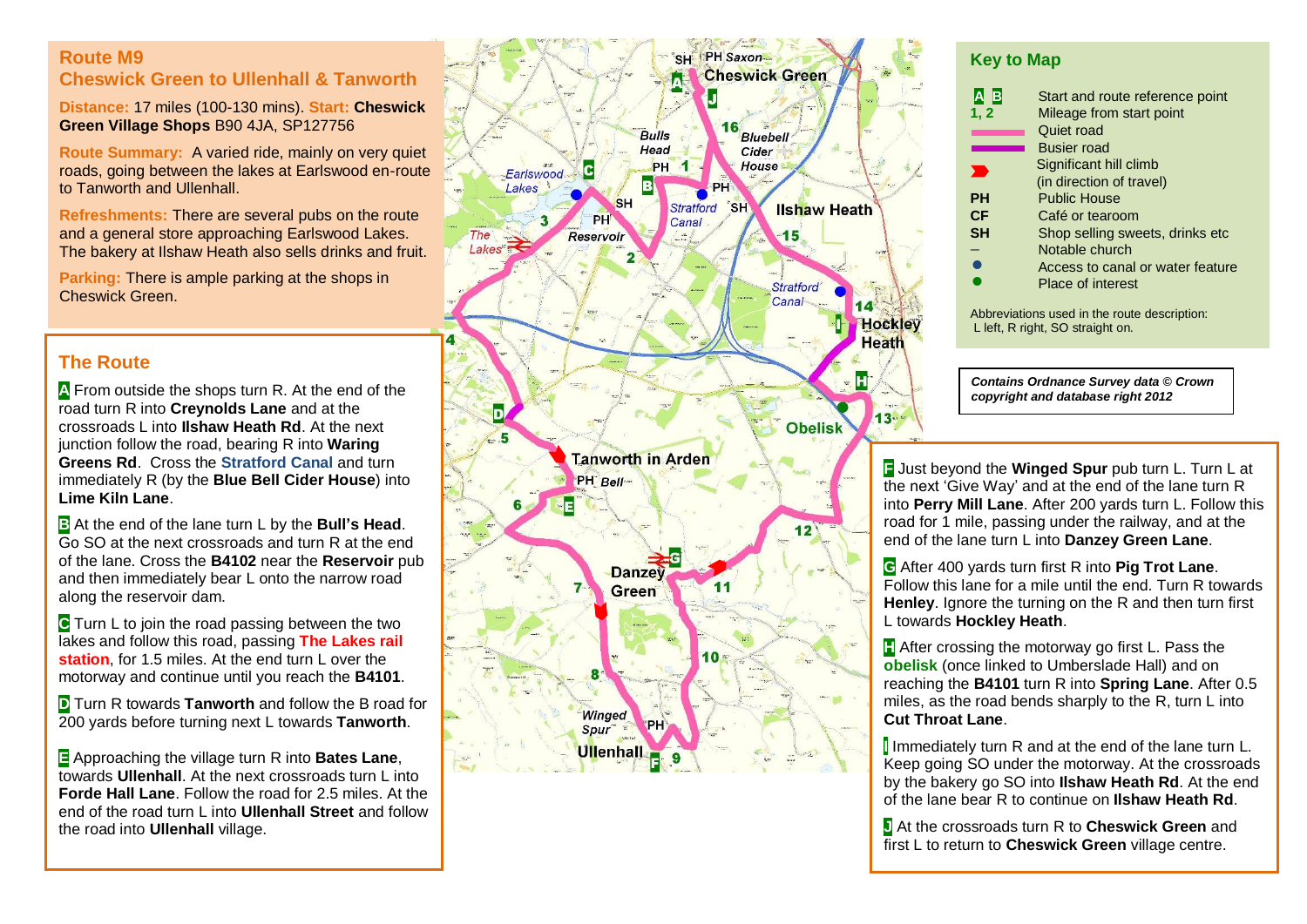## Route M9
## Cheswick Green to Ullenhall & Tanworth

**Distance:** 17 miles (100-130 mins). **Start: Cheswick Green Village Shops** B90 4JA, SP127756

**Route Summary:** A varied ride, mainly on very quiet roads, going between the lakes at Earlswood en-route to Tanworth and Ullenhall.

**Refreshments:** There are several pubs on the route and a general store approaching Earlswood Lakes. The bakery at Ilshaw Heath also sells drinks and fruit.

**Parking:** There is ample parking at the shops in Cheswick Green.

## The Route

**A** From outside the shops turn R. At the end of the road turn R into **Creynolds Lane** and at the crossroads L into **Ilshaw Heath Rd**. At the next junction follow the road, bearing R into **Waring Greens Rd**. Cross the **Stratford Canal** and turn immediately R (by the **Blue Bell Cider House**) into **Lime Kiln Lane**.

**B** At the end of the lane turn L by the **Bull's Head**. Go SO at the next crossroads and turn R at the end of the lane. Cross the **B4102** near the **Reservoir** pub and then immediately bear L onto the narrow road along the reservoir dam.

**C** Turn L to join the road passing between the two lakes and follow this road, passing **The Lakes rail station**, for 1.5 miles. At the end turn L over the motorway and continue until you reach the **B4101**.

**D** Turn R towards **Tanworth** and follow the B road for 200 yards before turning next L towards **Tanworth**.

**E** Approaching the village turn R into **Bates Lane**, towards **Ullenhall**. At the next crossroads turn L into **Forde Hall Lane**. Follow the road for 2.5 miles. At the end of the road turn L into **Ullenhall Street** and follow the road into **Ullenhall** village.

**F** Just beyond the **Winged Spur** pub turn L. Turn L at the next 'Give Way' and at the end of the lane turn R into **Perry Mill Lane**. After 200 yards turn L. Follow this road for 1 mile, passing under the railway, and at the end of the lane turn L into **Danzey Green Lane**.

**G** After 400 yards turn first R into **Pig Trot Lane**. Follow this lane for a mile until the end. Turn R towards **Henley**. Ignore the turning on the R and then turn first L towards **Hockley Heath**.

**H** After crossing the motorway go first L. Pass the **obelisk** (once linked to Umberslade Hall) and on reaching the **B4101** turn R into **Spring Lane**. After 0.5 miles, as the road bends sharply to the R, turn L into **Cut Throat Lane**.

**I** Immediately turn R and at the end of the lane turn L. Keep going SO under the motorway. At the crossroads by the bakery go SO into **Ilshaw Heath Rd**. At the end of the lane bear R to continue on **Ilshaw Heath Rd**.

**J** At the crossroads turn R to **Cheswick Green** and first L to return to **Cheswick Green** village centre.

## Key to Map

| | |
|---|---|
| A B | Start and route reference point |
| 1, 2 | Mileage from start point |
| | Quiet road |
| | Busier road |
| | Significant hill climb (in direction of travel) |
| PH | Public House |
| CF | Café or tearoom |
| SH | Shop selling sweets, drinks etc |
| | Notable church |
| | Access to canal or water feature |
| | Place of interest |

Abbreviations used in the route description: L left, R right, SO straight on.

*Contains Ordnance Survey data © Crown copyright and database right 2012*

SH PH Saxon
Cheswick Green
Bulls Head
PH
16
Bluebell Cider House
PH
Earlswood Lakes
SH
Stratford Canal
SH
Ilshaw Heath
PH
Reservoir
The Lakes
15
Stratford Canal
14
Hockley Heath
Obelisk
13
Tanworth in Arden
PH Bell
12
Danzey Green
11
10
Winged Spur
PH
Ullenhall
9